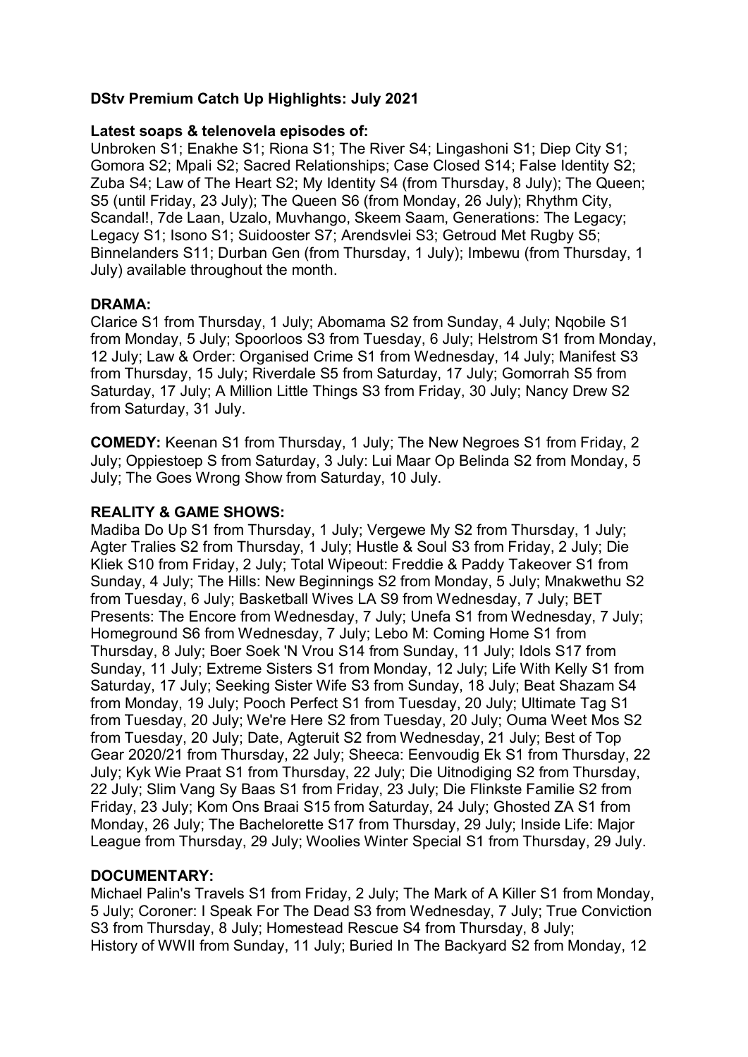**DStv Premium Catch Up Highlights: July 2021**

**Latest soaps & telenovela episodes of:**

Unbroken S1; Enakhe S1; Riona S1; The River S4; Lingashoni S1; Diep City S1; Gomora S2; Mpali S2; Sacred Relationships; Case Closed S14; False Identity S2; Zuba S4; Law of The Heart S2; My Identity S4 (from Thursday, 8 July); The Queen; S5 (until Friday, 23 July); The Queen S6 (from Monday, 26 July); Rhythm City, Scandal!, 7de Laan, Uzalo, Muvhango, Skeem Saam, Generations: The Legacy; Legacy S1; Isono S1; Suidooster S7; Arendsvlei S3; Getroud Met Rugby S5; Binnelanders S11; Durban Gen (from Thursday, 1 July); Imbewu (from Thursday, 1 July) available throughout the month.

**DRAMA:**

Clarice S1 from Thursday, 1 July; Abomama S2 from Sunday, 4 July; Nqobile S1 from Monday, 5 July; Spoorloos S3 from Tuesday, 6 July; Helstrom S1 from Monday, 12 July; Law & Order: Organised Crime S1 from Wednesday, 14 July; Manifest S3 from Thursday, 15 July; Riverdale S5 from Saturday, 17 July; Gomorrah S5 from Saturday, 17 July; A Million Little Things S3 from Friday, 30 July; Nancy Drew S2 from Saturday, 31 July.

**COMEDY:** Keenan S1 from Thursday, 1 July; The New Negroes S1 from Friday, 2 July; Oppiestoep S from Saturday, 3 July: Lui Maar Op Belinda S2 from Monday, 5 July; The Goes Wrong Show from Saturday, 10 July.

**REALITY & GAME SHOWS:**

Madiba Do Up S1 from Thursday, 1 July; Vergewe My S2 from Thursday, 1 July; Agter Tralies S2 from Thursday, 1 July; Hustle & Soul S3 from Friday, 2 July; Die Kliek S10 from Friday, 2 July; Total Wipeout: Freddie & Paddy Takeover S1 from Sunday, 4 July; The Hills: New Beginnings S2 from Monday, 5 July; Mnakwethu S2 from Tuesday, 6 July; Basketball Wives LA S9 from Wednesday, 7 July; BET Presents: The Encore from Wednesday, 7 July; Unefa S1 from Wednesday, 7 July; Homeground S6 from Wednesday, 7 July; Lebo M: Coming Home S1 from Thursday, 8 July; Boer Soek 'N Vrou S14 from Sunday, 11 July; Idols S17 from Sunday, 11 July; Extreme Sisters S1 from Monday, 12 July; Life With Kelly S1 from Saturday, 17 July; Seeking Sister Wife S3 from Sunday, 18 July; Beat Shazam S4 from Monday, 19 July; Pooch Perfect S1 from Tuesday, 20 July; Ultimate Tag S1 from Tuesday, 20 July; We're Here S2 from Tuesday, 20 July; Ouma Weet Mos S2 from Tuesday, 20 July; Date, Agteruit S2 from Wednesday, 21 July; Best of Top Gear 2020/21 from Thursday, 22 July; Sheeca: Eenvoudig Ek S1 from Thursday, 22 July; Kyk Wie Praat S1 from Thursday, 22 July; Die Uitnodiging S2 from Thursday, 22 July; Slim Vang Sy Baas S1 from Friday, 23 July; Die Flinkste Familie S2 from Friday, 23 July; Kom Ons Braai S15 from Saturday, 24 July; Ghosted ZA S1 from Monday, 26 July; The Bachelorette S17 from Thursday, 29 July; Inside Life: Major League from Thursday, 29 July; Woolies Winter Special S1 from Thursday, 29 July.

**DOCUMENTARY:**

Michael Palin's Travels S1 from Friday, 2 July; The Mark of A Killer S1 from Monday, 5 July; Coroner: I Speak For The Dead S3 from Wednesday, 7 July; True Conviction S3 from Thursday, 8 July; Homestead Rescue S4 from Thursday, 8 July; History of WWII from Sunday, 11 July; Buried In The Backyard S2 from Monday, 12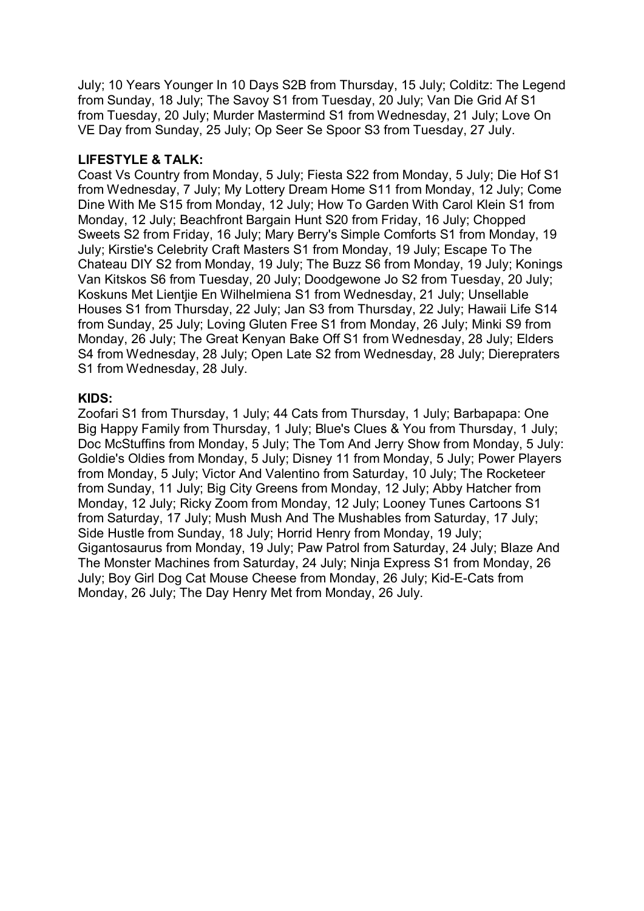July; 10 Years Younger In 10 Days S2B from Thursday, 15 July; Colditz: The Legend from Sunday, 18 July; The Savoy S1 from Tuesday, 20 July; Van Die Grid Af S1 from Tuesday, 20 July; Murder Mastermind S1 from Wednesday, 21 July; Love On VE Day from Sunday, 25 July; Op Seer Se Spoor S3 from Tuesday, 27 July.

**LIFESTYLE & TALK:**

Coast Vs Country from Monday, 5 July; Fiesta S22 from Monday, 5 July; Die Hof S1 from Wednesday, 7 July; My Lottery Dream Home S11 from Monday, 12 July; Come Dine With Me S15 from Monday, 12 July; How To Garden With Carol Klein S1 from Monday, 12 July; Beachfront Bargain Hunt S20 from Friday, 16 July; Chopped Sweets S2 from Friday, 16 July; Mary Berry's Simple Comforts S1 from Monday, 19 July; Kirstie's Celebrity Craft Masters S1 from Monday, 19 July; Escape To The Chateau DIY S2 from Monday, 19 July; The Buzz S6 from Monday, 19 July; Konings Van Kitskos S6 from Tuesday, 20 July; Doodgewone Jo S2 from Tuesday, 20 July; Koskuns Met Lientjie En Wilhelmiena S1 from Wednesday, 21 July; Unsellable Houses S1 from Thursday, 22 July; Jan S3 from Thursday, 22 July; Hawaii Life S14 from Sunday, 25 July; Loving Gluten Free S1 from Monday, 26 July; Minki S9 from Monday, 26 July; The Great Kenyan Bake Off S1 from Wednesday, 28 July; Elders S4 from Wednesday, 28 July; Open Late S2 from Wednesday, 28 July; Dieprepraters S1 from Wednesday, 28 July.

**KIDS:**

Zoofari S1 from Thursday, 1 July; 44 Cats from Thursday, 1 July; Barbapapa: One Big Happy Family from Thursday, 1 July; Blue's Clues & You from Thursday, 1 July; Doc McStuffins from Monday, 5 July; The Tom And Jerry Show from Monday, 5 July: Goldie's Oldies from Monday, 5 July; Disney 11 from Monday, 5 July; Power Players from Monday, 5 July; Victor And Valentino from Saturday, 10 July; The Rocketeer from Sunday, 11 July; Big City Greens from Monday, 12 July; Abby Hatcher from Monday, 12 July; Ricky Zoom from Monday, 12 July; Looney Tunes Cartoons S1 from Saturday, 17 July; Mush Mush And The Mushables from Saturday, 17 July; Side Hustle from Sunday, 18 July; Horrid Henry from Monday, 19 July; Gigantosaurus from Monday, 19 July; Paw Patrol from Saturday, 24 July; Blaze And The Monster Machines from Saturday, 24 July; Ninja Express S1 from Monday, 26 July; Boy Girl Dog Cat Mouse Cheese from Monday, 26 July; Kid-E-Cats from Monday, 26 July; The Day Henry Met from Monday, 26 July.